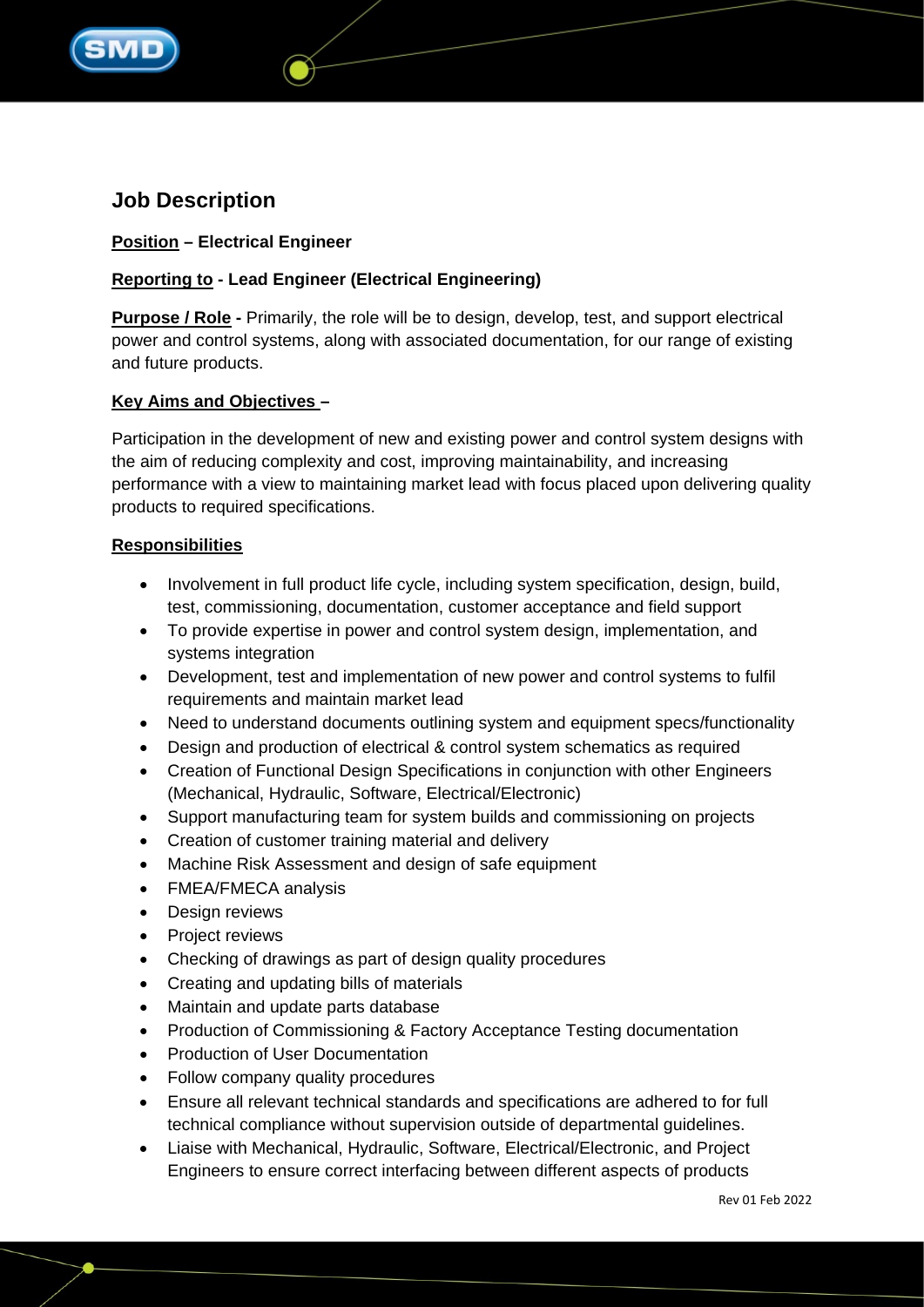# Job Description

**Position – Electrical Engineer**

**Reporting to - Lead Engineer (Electrical Engineering)**

**Purpose / Role -** Primarily, the role will be to design, develop, test, and support electrical power and control systems, along with associated documentation, for our range of existing and future products.

**Key Aims and Objectives –**

Participation in the development of new and existing power and control system designs with the aim of reducing complexity and cost, improving maintainability, and increasing performance with a view to maintaining market lead with focus placed upon delivering quality products to required specifications.

**Responsibilities**

- Involvement in full product life cycle, including system specification, design, build, test, commissioning, documentation, customer acceptance and field support
- To provide expertise in power and control system design, implementation, and systems integration
- Development, test and implementation of new power and control systems to fulfil requirements and maintain market lead
- Need to understand documents outlining system and equipment specs/functionality
- Design and production of electrical & control system schematics as required
- Creation of Functional Design Specifications in conjunction with other Engineers (Mechanical, Hydraulic, Software, Electrical/Electronic)
- Support manufacturing team for system builds and commissioning on projects
- Creation of customer training material and delivery
- Machine Risk Assessment and design of safe equipment
- FMEA/FMECA analysis
- Design reviews
- Project reviews
- Checking of drawings as part of design quality procedures
- Creating and updating bills of materials
- Maintain and update parts database
- Production of Commissioning & Factory Acceptance Testing documentation
- Production of User Documentation
- Follow company quality procedures
- Ensure all relevant technical standards and specifications are adhered to for full technical compliance without supervision outside of departmental guidelines.
- Liaise with Mechanical, Hydraulic, Software, Electrical/Electronic, and Project Engineers to ensure correct interfacing between different aspects of products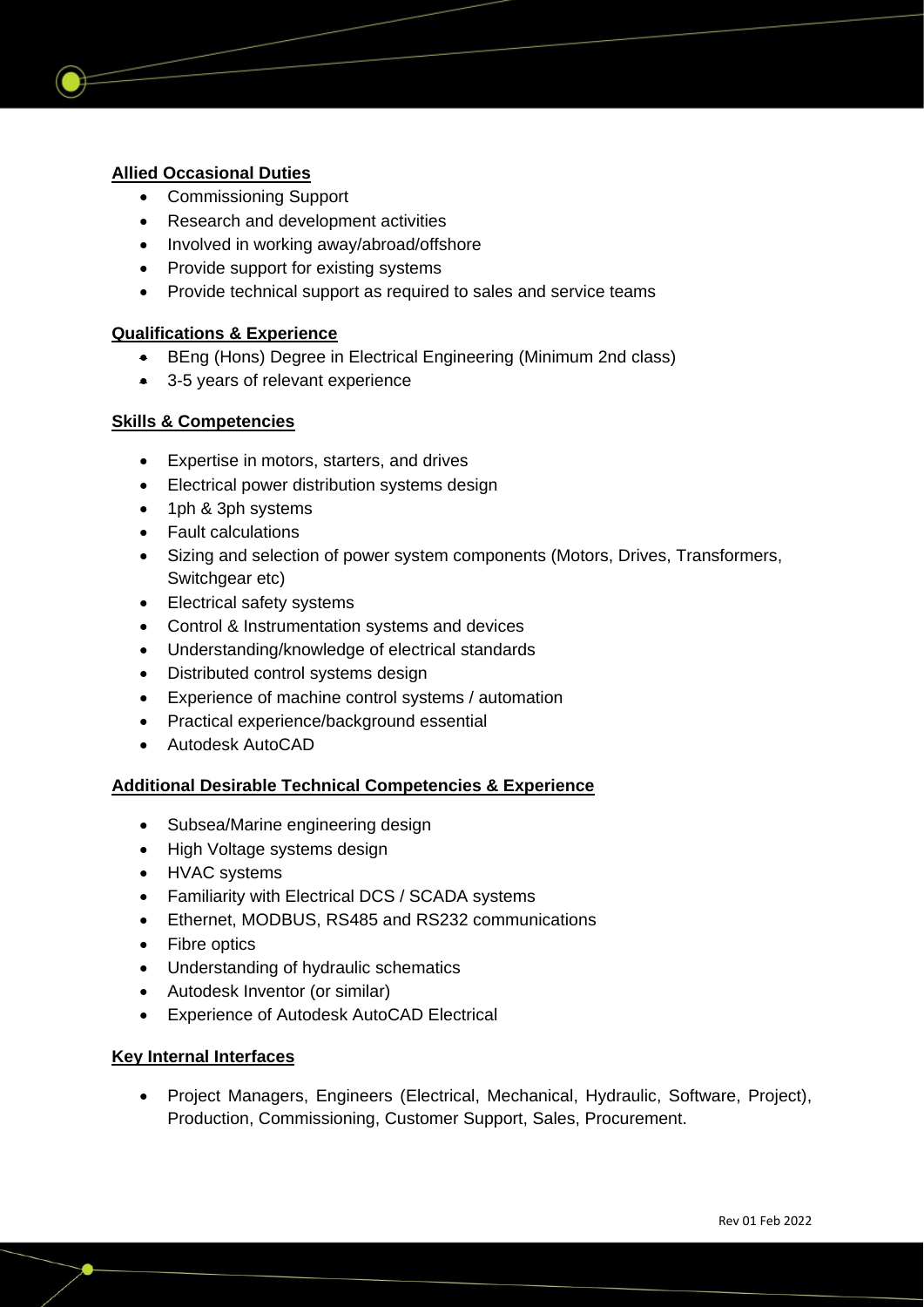**Allied Occasional Duties**

- Commissioning Support
- Research and development activities
- Involved in working away/abroad/offshore
- Provide support for existing systems
- Provide technical support as required to sales and service teams

**Qualifications & Experience**

- BEng (Hons) Degree in Electrical Engineering (Minimum 2nd class)
- 3-5 years of relevant experience

**Skills & Competencies**

- Expertise in motors, starters, and drives
- Electrical power distribution systems design
- 1ph & 3ph systems
- Fault calculations
- Sizing and selection of power system components (Motors, Drives, Transformers, Switchgear etc)
- Electrical safety systems
- Control & Instrumentation systems and devices
- Understanding/knowledge of electrical standards
- Distributed control systems design
- Experience of machine control systems / automation
- Practical experience/background essential
- Autodesk AutoCAD

**Additional Desirable Technical Competencies & Experience**

- Subsea/Marine engineering design
- High Voltage systems design
- HVAC systems
- Familiarity with Electrical DCS / SCADA systems
- Ethernet, MODBUS, RS485 and RS232 communications
- Fibre optics
- Understanding of hydraulic schematics
- Autodesk Inventor (or similar)
- Experience of Autodesk AutoCAD Electrical

**Key Internal Interfaces**

- Project Managers, Engineers (Electrical, Mechanical, Hydraulic, Software, Project), Production, Commissioning, Customer Support, Sales, Procurement.

Rev 01 Feb 2022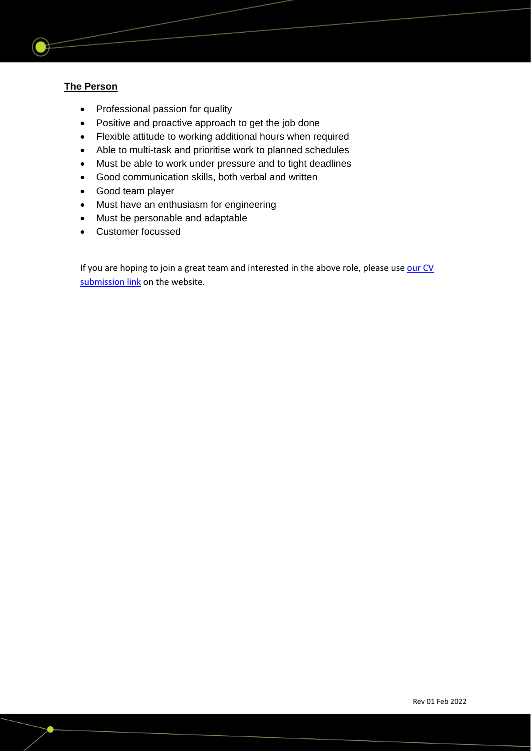## The Person

- Professional passion for quality
- Positive and proactive approach to get the job done
- Flexible attitude to working additional hours when required
- Able to multi-task and prioritise work to planned schedules
- Must be able to work under pressure and to tight deadlines
- Good communication skills, both verbal and written
- Good team player
- Must have an enthusiasm for engineering
- Must be personable and adaptable
- Customer focussed

If you are hoping to join a great team and interested in the above role, please use [our CV submission link] on the website.